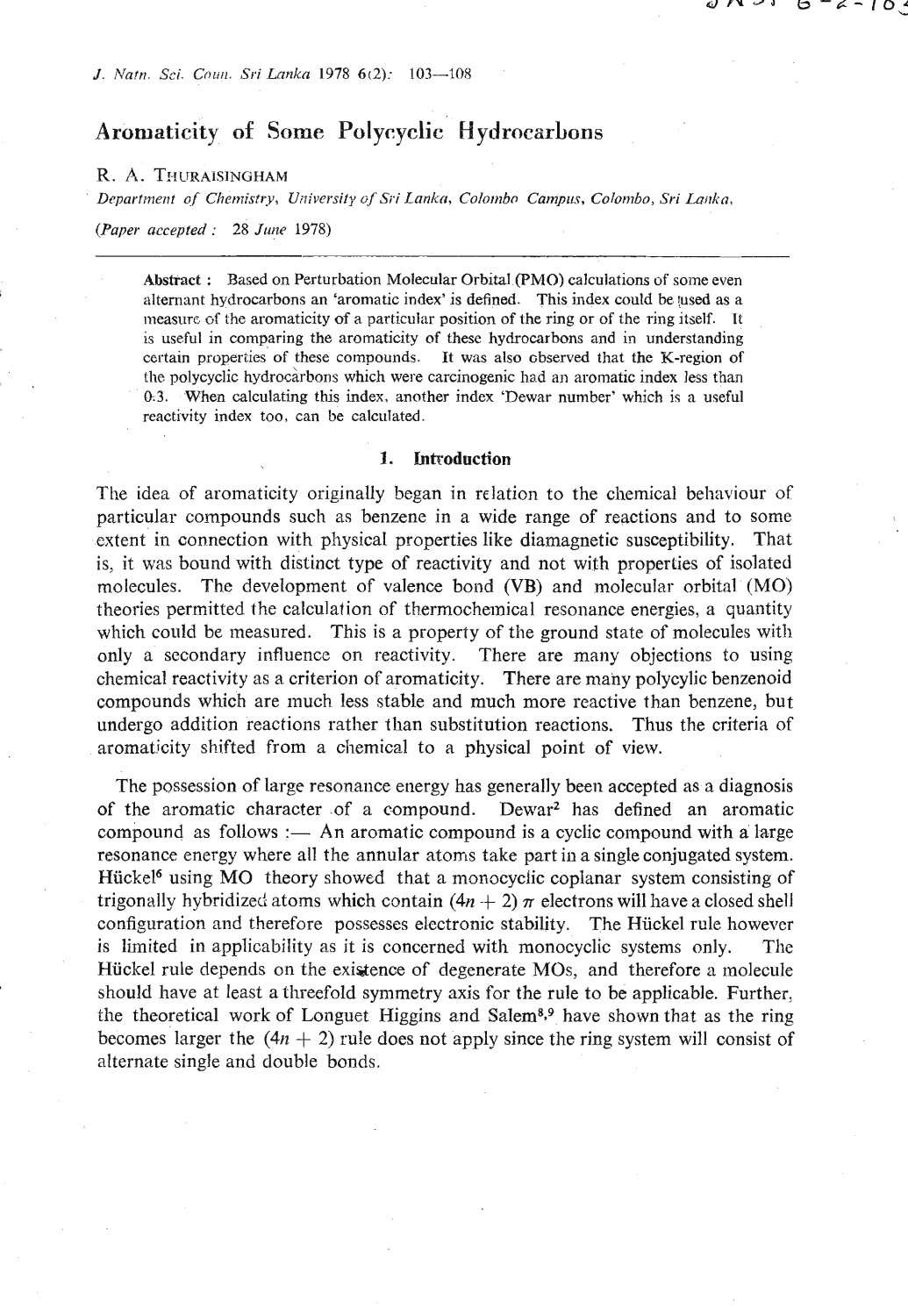# Aromaticity of Some Polycyclic Hydrocarbons

R. A. THURAISINGHAM

*Department of Chemistry, University of Sri Lanka, Colombo Campus, Colombo, Sri Lanka.*

*(Paper accepted : 28 June 1978)*

**Abstract :** Based on Perturbation Molecular Orbital (PMO) calculations of some even alternant hydrocarbons an 'aromatic index' is defined. This index could be used as a measure of the aromaticity of a particular position of the ring or of the ring itself. It is useful in comparing the aromaticity of these hydrocarbons and in understanding certain properties of these compounds. It was also observed that the K-region of the polycyclic hydrocarbons which were carcinogenic had an aromatic index less than 0.3. When calculating this index, another index 'Dewar number' which is a useful reactivity index too, can be calculated.

## 1. Introduction

The idea of aromaticity originally began in relation to the chemical behaviour of particular compounds such as benzene in a wide range of reactions and to some extent in connection with physical properties like diamagnetic susceptibility. That is, it was bound with distinct type of reactivity and not with properties of isolated molecules. The development of valence bond (VB) and molecular orbital (MO) theories permitted the calculation of thermochemical resonance energies, a quantity which could be measured. This is a property of the ground state of molecules with only a secondary influence on reactivity. There are many objections to using chemical reactivity as a criterion of aromaticity. There are many polycylic benzenoid compounds which are much less stable and much more reactive than benzene, but undergo addition reactions rather than substitution reactions. Thus the criteria of aromaticity shifted from a chemical to a physical point of view.

The possession of large resonance energy has generally been accepted as a diagnosis of the aromatic character of a compound. Dewar[2] has defined an aromatic compound as follows :— An aromatic compound is a cyclic compound with a large resonance energy where all the annular atoms take part in a single conjugated system. Hückel[6] using MO theory showed that a monocyclic coplanar system consisting of trigonally hybridized atoms which contain $(4n + 2)$ $\pi$ electrons will have a closed shell configuration and therefore possesses electronic stability. The Hückel rule however is limited in applicability as it is concerned with monocyclic systems only. The Hückel rule depends on the existence of degenerate MOs, and therefore a molecule should have at least a threefold symmetry axis for the rule to be applicable. Further, the theoretical work of Longuet Higgins and Salem[8,9] have shown that as the ring becomes larger the $(4n + 2)$ rule does not apply since the ring system will consist of alternate single and double bonds.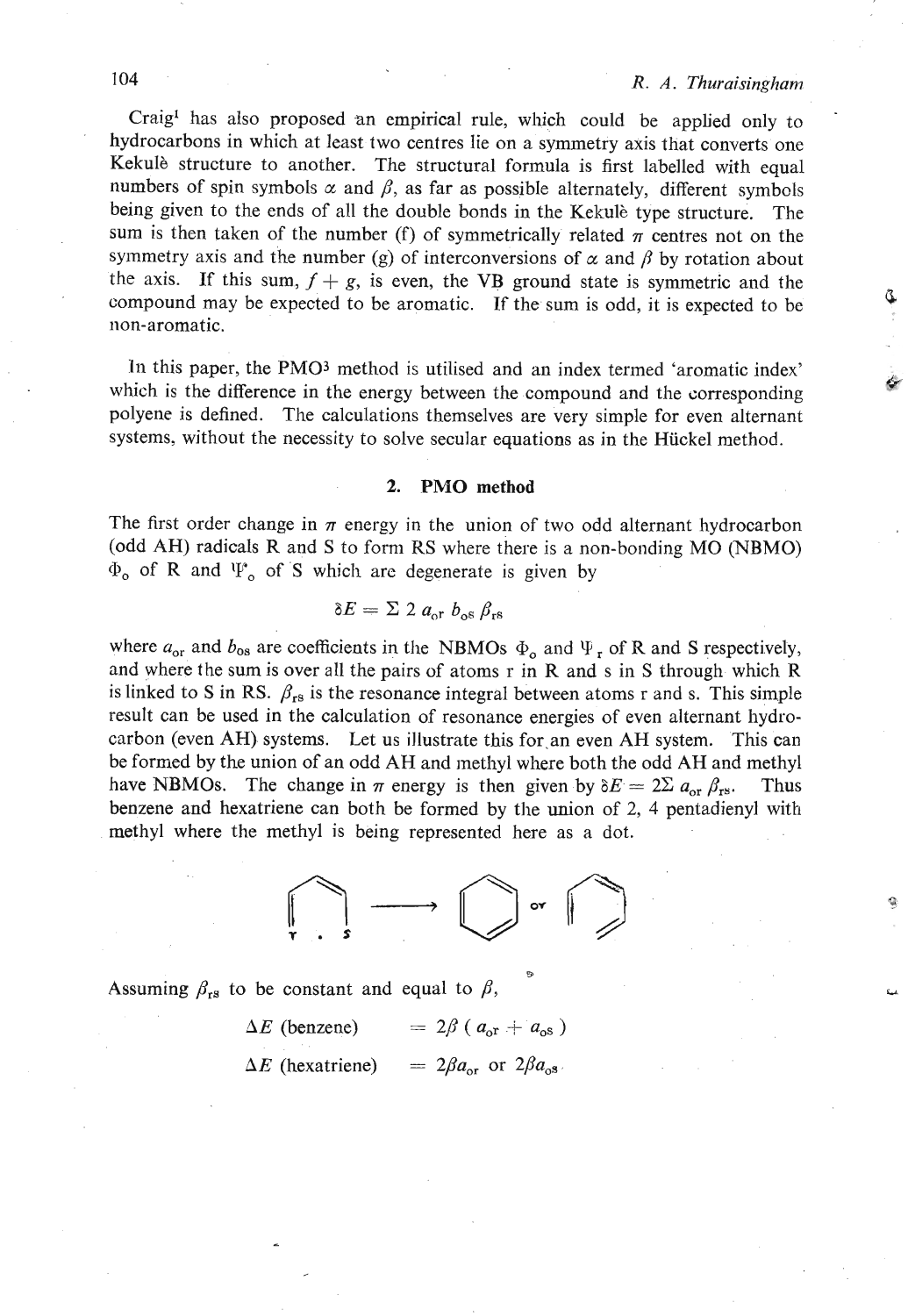Craig[1] has also proposed an empirical rule, which could be applied only to hydrocarbons in which at least two centres lie on a symmetry axis that converts one Kekulè structure to another. The structural formula is first labelled with equal numbers of spin symbols $\alpha$ and $\beta$, as far as possible alternately, different symbols being given to the ends of all the double bonds in the Kekulè type structure. The sum is then taken of the number (f) of symmetrically related $\pi$ centres not on the symmetry axis and the number (g) of interconversions of $\alpha$ and $\beta$ by rotation about the axis. If this sum, $f + g$, is even, the VB ground state is symmetric and the compound may be expected to be aromatic. If the sum is odd, it is expected to be non-aromatic.

In this paper, the PMO[3] method is utilised and an index termed 'aromatic index' which is the difference in the energy between the compound and the corresponding polyene is defined. The calculations themselves are very simple for even alternant systems, without the necessity to solve secular equations as in the Hückel method.

## 2. PMO method

The first order change in $\pi$ energy in the union of two odd alternant hydrocarbon (odd AH) radicals R and S to form RS where there is a non-bonding MO (NBMO) $\Phi_0$ of R and $\Psi_0$ of S which are degenerate is given by

$$\delta E = \Sigma\, 2\, a_{or}\, b_{os}\, \beta_{rs}$$

where $a_{or}$ and $b_{os}$ are coefficients in the NBMOs $\Phi_0$ and $\Psi_r$ of R and S respectively, and where the sum is over all the pairs of atoms r in R and s in S through which R is linked to S in RS. $\beta_{rs}$ is the resonance integral between atoms r and s. This simple result can be used in the calculation of resonance energies of even alternant hydrocarbon (even AH) systems. Let us illustrate this for an even AH system. This can be formed by the union of an odd AH and methyl where both the odd AH and methyl have NBMOs. The change in $\pi$ energy is then given by $\delta E = 2\Sigma\, a_{or}\, \beta_{rs}$. Thus benzene and hexatriene can both be formed by the union of 2, 4 pentadienyl with methyl where the methyl is being represented here as a dot.

Assuming $\beta_{rs}$ to be constant and equal to $\beta$,

$$\Delta E \text{ (benzene)} = 2\beta\,(a_{or} + a_{os})$$

$$\Delta E \text{ (hexatriene)} = 2\beta a_{or} \text{ or } 2\beta a_{os}$$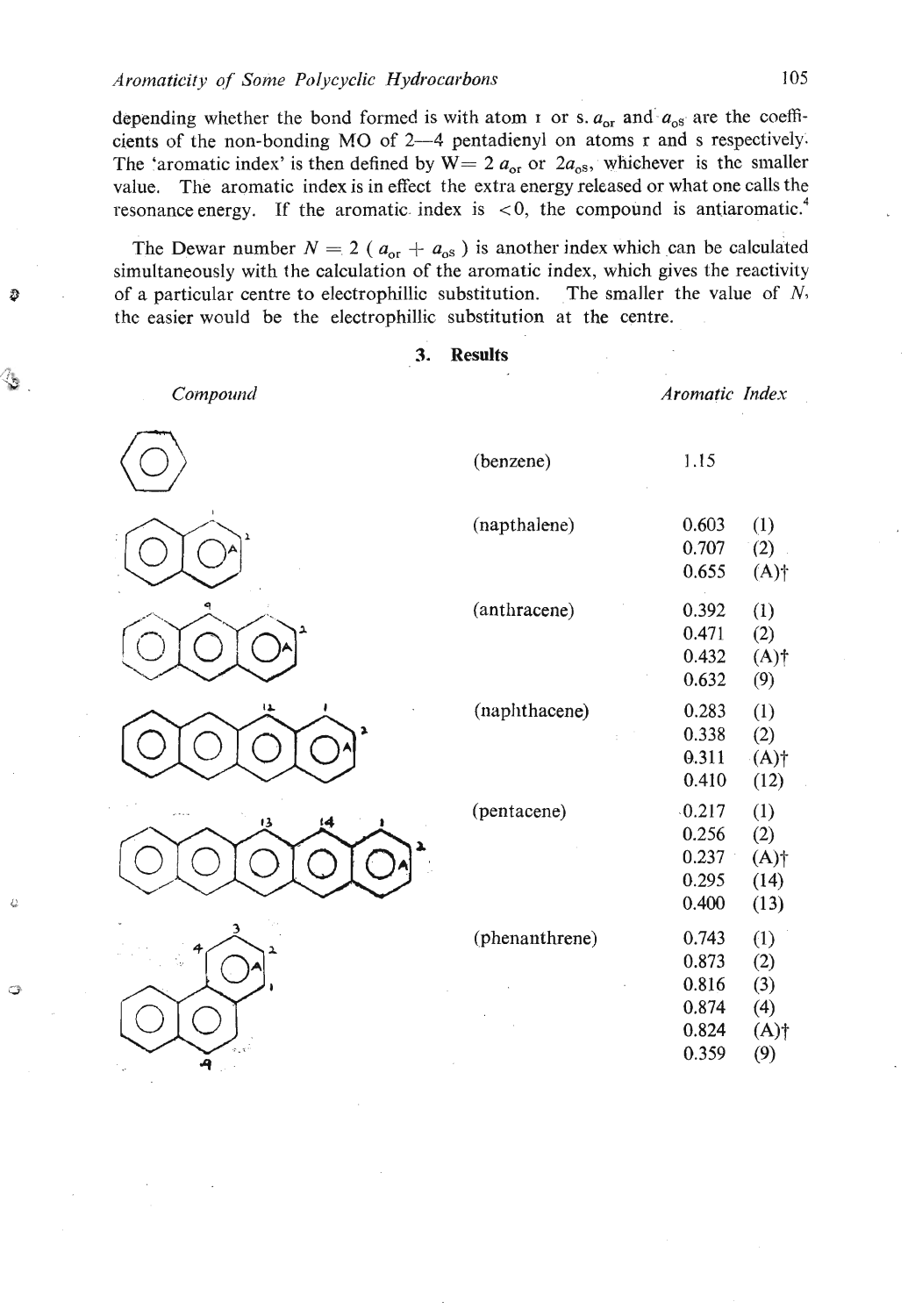depending whether the bond formed is with atom r or s. $a_{or}$ and $a_{os}$ are the coefficients of the non-bonding MO of 2—4 pentadienyl on atoms r and s respectively. The 'aromatic index' is then defined by $W = 2\,a_{or}$ or $2a_{os}$, whichever is the smaller value. The aromatic index is in effect the extra energy released or what one calls the resonance energy. If the aromatic index is $<0$, the compound is antiaromatic.[4]

The Dewar number $N = 2\,(a_{or} + a_{os})$ is another index which can be calculated simultaneously with the calculation of the aromatic index, which gives the reactivity of a particular centre to electrophillic substitution. The smaller the value of $N$, the easier would be the electrophillic substitution at the centre.

## 3. Results

| Compound | | Aromatic Index | |
|---|---|---|---|
| | (benzene) | 1.15 | |
| | (napthalene) | 0.603 | (1) |
| | | 0.707 | (2) |
| | | 0.655 | (A)† |
| | (anthracene) | 0.392 | (1) |
| | | 0.471 | (2) |
| | | 0.432 | (A)† |
| | | 0.632 | (9) |
| | (naphthacene) | 0.283 | (1) |
| | | 0.338 | (2) |
| | | 0.311 | (A)† |
| | | 0.410 | (12) |
| | (pentacene) | 0.217 | (1) |
| | | 0.256 | (2) |
| | | 0.237 | (A)† |
| | | 0.295 | (14) |
| | | 0.400 | (13) |
| | (phenanthrene) | 0.743 | (1) |
| | | 0.873 | (2) |
| | | 0.816 | (3) |
| | | 0.874 | (4) |
| | | 0.824 | (A)† |
| | | 0.359 | (9) |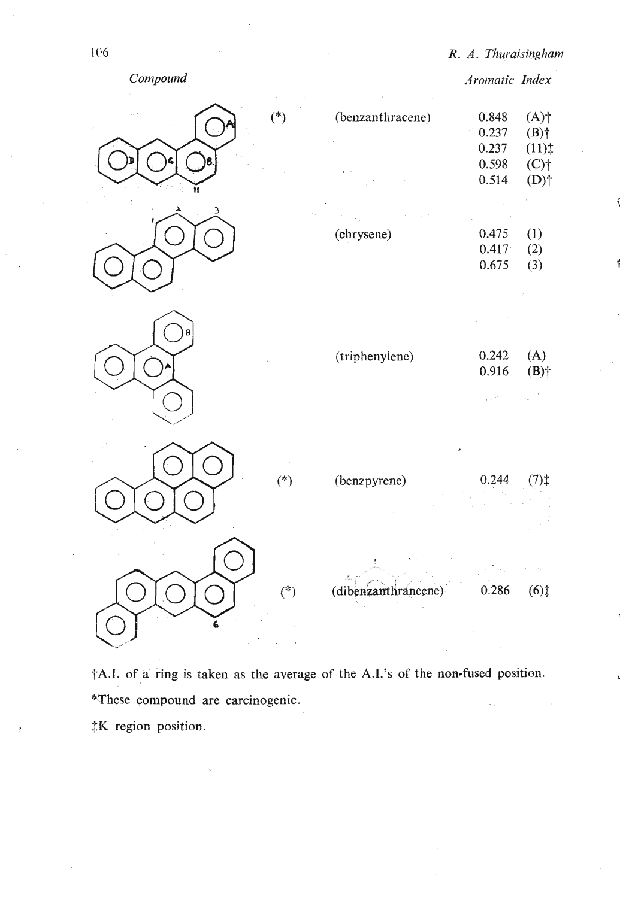| Compound | | | Aromatic Index | |
|---|---|---|---|---|
| | (*) | (benzanthracene) | 0.848 | (A)† |
| | | | 0.237 | (B)† |
| | | | 0.237 | (11)‡ |
| | | | 0.598 | (C)† |
| | | | 0.514 | (D)† |
| | | (chrysene) | 0.475 | (1) |
| | | | 0.417 | (2) |
| | | | 0.675 | (3) |
| | | (triphenylene) | 0.242 | (A) |
| | | | 0.916 | (B)† |
| | (*) | (benzpyrene) | 0.244 | (7)‡ |
| | (*) | (dibenzanthrancene) | 0.286 | (6)‡ |

†A.I. of a ring is taken as the average of the A.I.'s of the non-fused position.

*These compound are carcinogenic.

‡K region position.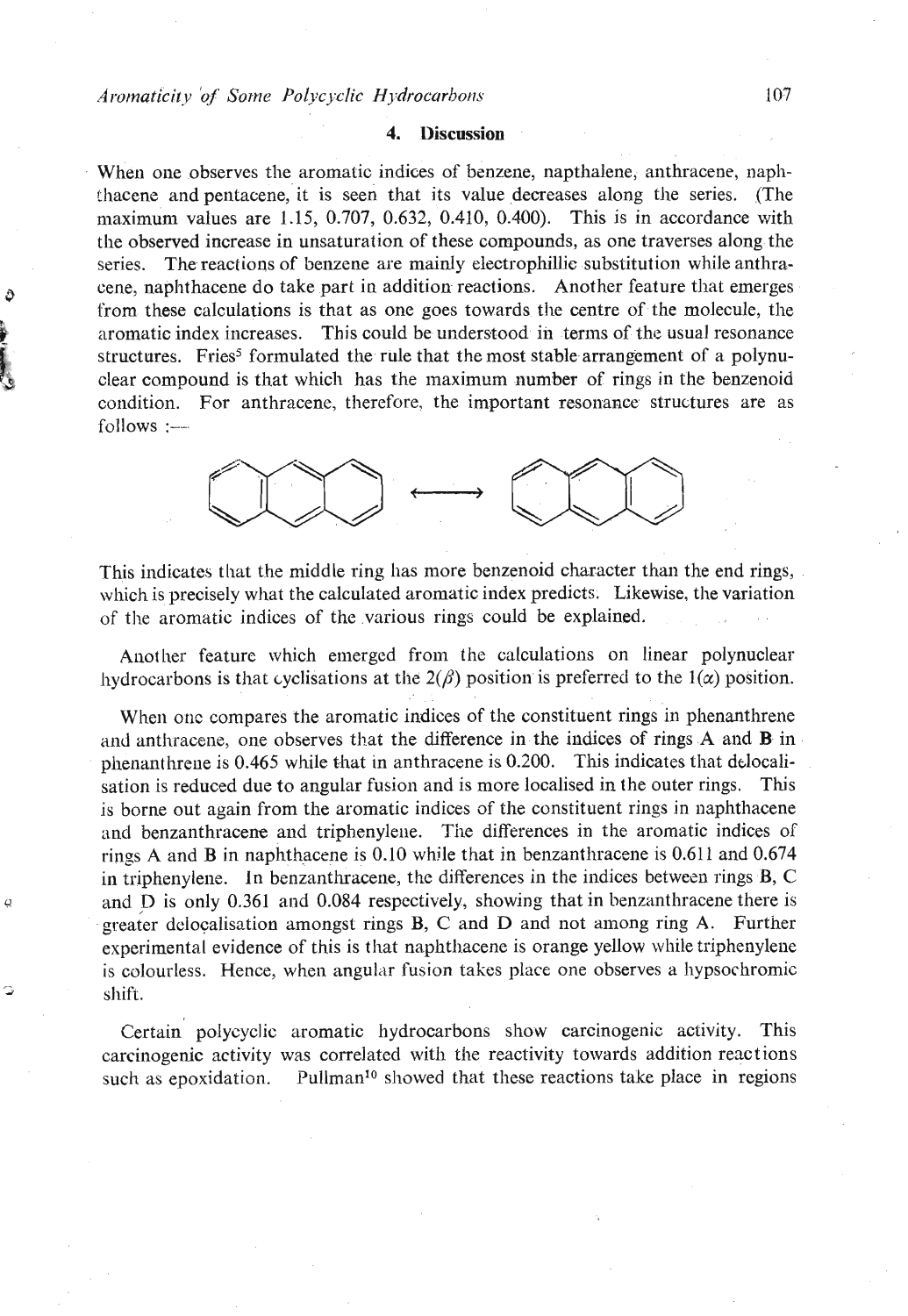## 4. Discussion

When one observes the aromatic indices of benzene, napthalene, anthracene, naphthacene and pentacene, it is seen that its value decreases along the series. (The maximum values are 1.15, 0.707, 0.632, 0.410, 0.400). This is in accordance with the observed increase in unsaturation of these compounds, as one traverses along the series. The reactions of benzene are mainly electrophillic substitution while anthracene, naphthacene do take part in addition reactions. Another feature that emerges from these calculations is that as one goes towards the centre of the molecule, the aromatic index increases. This could be understood in terms of the usual resonance structures. Fries[5] formulated the rule that the most stable arrangement of a polynuclear compound is that which has the maximum number of rings in the benzenoid condition. For anthracene, therefore, the important resonance structures are as follows :—

This indicates that the middle ring has more benzenoid character than the end rings, which is precisely what the calculated aromatic index predicts. Likewise, the variation of the aromatic indices of the various rings could be explained.

Another feature which emerged from the calculations on linear polynuclear hydrocarbons is that cyclisations at the $2(\beta)$ position is preferred to the $1(\alpha)$ position.

When one compares the aromatic indices of the constituent rings in phenanthrene and anthracene, one observes that the difference in the indices of rings A and **B** in phenanthrene is 0.465 while that in anthracene is 0.200. This indicates that delocalisation is reduced due to angular fusion and is more localised in the outer rings. This is borne out again from the aromatic indices of the constituent rings in naphthacene and benzanthracene and triphenylene. The differences in the aromatic indices of rings A and B in naphthacene is 0.10 while that in benzanthracene is 0.611 and 0.674 in triphenylene. In benzanthracene, the differences in the indices between rings **B**, C and D is only 0.361 and 0.084 respectively, showing that in benzanthracene there is greater delocalisation amongst rings B, C and D and not among ring A. Further experimental evidence of this is that naphthacene is orange yellow while triphenylene is colourless. Hence, when angular fusion takes place one observes a hypsochromic shift.

Certain polycyclic aromatic hydrocarbons show carcinogenic activity. This carcinogenic activity was correlated with the reactivity towards addition reactions such as epoxidation. Pullman[10] showed that these reactions take place in regions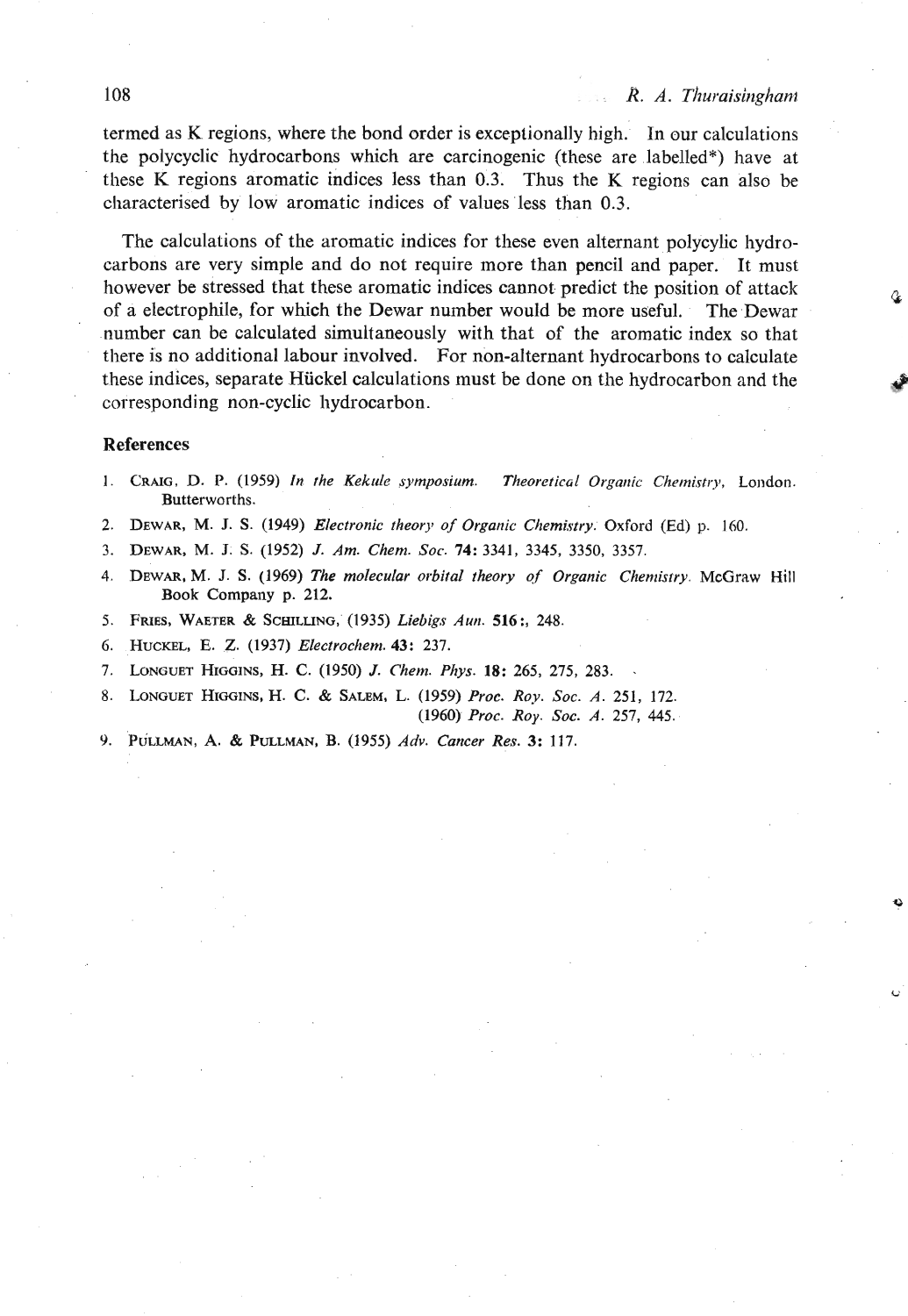termed as K regions, where the bond order is exceptionally high. In our calculations the polycyclic hydrocarbons which are carcinogenic (these are labelled*) have at these K regions aromatic indices less than 0.3. Thus the K regions can also be characterised by low aromatic indices of values less than 0.3.

The calculations of the aromatic indices for these even alternant polycylic hydrocarbons are very simple and do not require more than pencil and paper. It must however be stressed that these aromatic indices cannot predict the position of attack of a electrophile, for which the Dewar number would be more useful. The Dewar number can be calculated simultaneously with that of the aromatic index so that there is no additional labour involved. For non-alternant hydrocarbons to calculate these indices, separate Hückel calculations must be done on the hydrocarbon and the corresponding non-cyclic hydrocarbon.

## References

1. Craig, D. P. (1959) *In the Kekule symposium. Theoretical Organic Chemistry,* London. Butterworths.
2. Dewar, M. J. S. (1949) *Electronic theory of Organic Chemistry.* Oxford (Ed) p. 160.
3. Dewar, M. J. S. (1952) *J. Am. Chem. Soc.* **74:** 3341, 3345, 3350, 3357.
4. Dewar, M. J. S. (1969) *The molecular orbital theory of Organic Chemistry.* McGraw Hill Book Company p. 212.
5. Fries, Waeter & Schilling, (1935) *Liebigs Aun.* **516**:, 248.
6. Huckel, E. Z. (1937) *Electrochem.* **43:** 237.
7. Longuet Higgins, H. C. (1950) *J. Chem. Phys.* **18:** 265, 275, 283.
8. Longuet Higgins, H. C. & Salem, L. (1959) *Proc. Roy. Soc. A.* 251, 172. (1960) *Proc. Roy. Soc. A.* 257, 445.
9. Pullman, A. & Pullman, B. (1955) *Adv. Cancer Res.* **3:** 117.